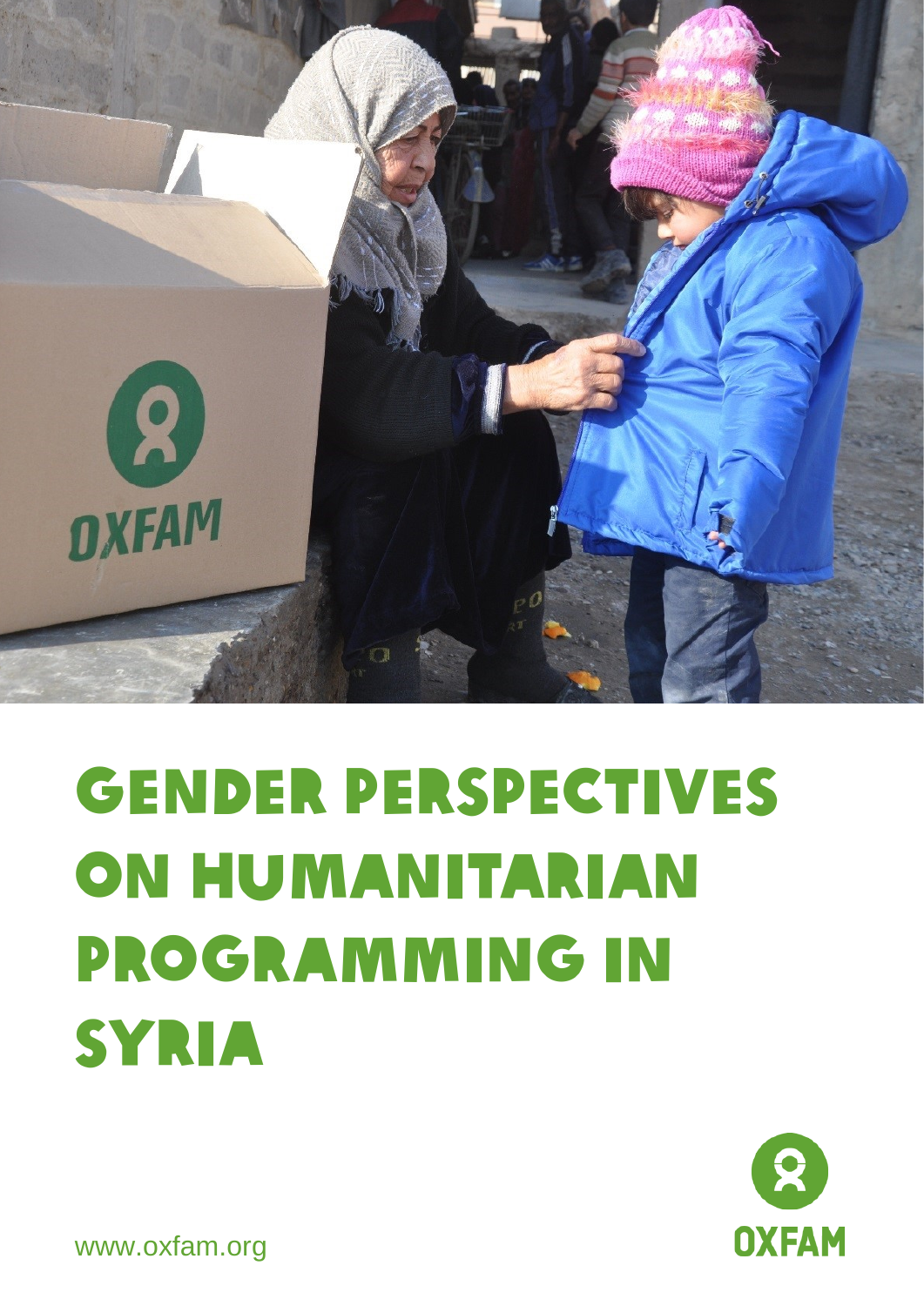# GENDER PERSPECTIVES ON HUMANITARIAN PROGRAMMING IN SYRIA

www.oxfam.org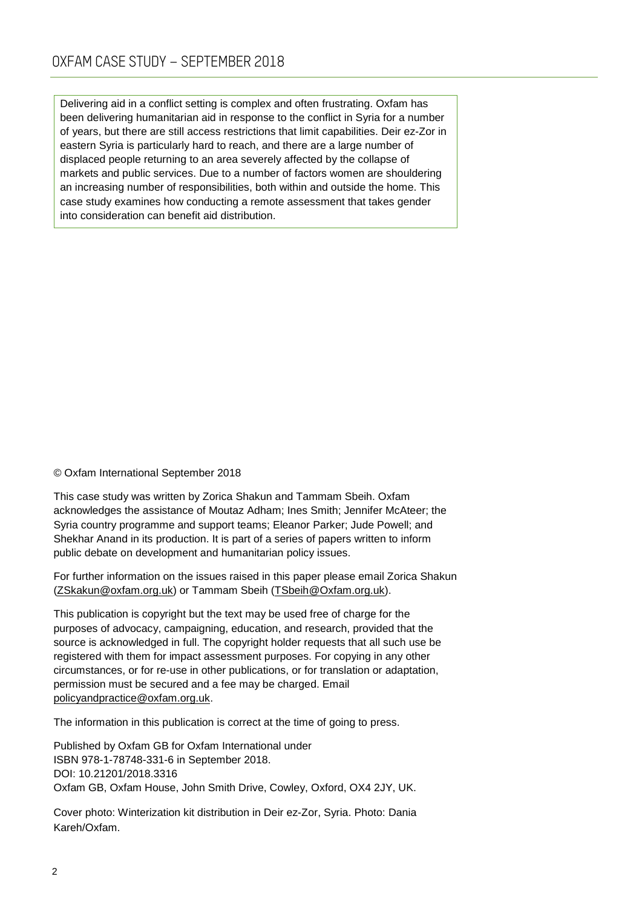Delivering aid in a conflict setting is complex and often frustrating. Oxfam has been delivering humanitarian aid in response to the conflict in Syria for a number of years, but there are still access restrictions that limit capabilities. Deir ez-Zor in eastern Syria is particularly hard to reach, and there are a large number of displaced people returning to an area severely affected by the collapse of markets and public services. Due to a number of factors women are shouldering an increasing number of responsibilities, both within and outside the home. This case study examines how conducting a remote assessment that takes gender into consideration can benefit aid distribution.

© Oxfam International September 2018

This case study was written by Zorica Shakun and Tammam Sbeih. Oxfam acknowledges the assistance of Moutaz Adham; Ines Smith; Jennifer McAteer; the Syria country programme and support teams; Eleanor Parker; Jude Powell; and Shekhar Anand in its production. It is part of a series of papers written to inform public debate on development and humanitarian policy issues.

For further information on the issues raised in this paper please email Zorica Shakun (ZSkakun@oxfam.org.uk) or Tammam Sbeih (TSbeih@Oxfam.org.uk).

This publication is copyright but the text may be used free of charge for the purposes of advocacy, campaigning, education, and research, provided that the source is acknowledged in full. The copyright holder requests that all such use be registered with them for impact assessment purposes. For copying in any other circumstances, or for re-use in other publications, or for translation or adaptation, permission must be secured and a fee may be charged. Email policyandpractice@oxfam.org.uk.

The information in this publication is correct at the time of going to press.

Published by Oxfam GB for Oxfam International under ISBN 978-1-78748-331-6 in September 2018.
DOI: 10.21201/2018.3316
Oxfam GB, Oxfam House, John Smith Drive, Cowley, Oxford, OX4 2JY, UK.

Cover photo: Winterization kit distribution in Deir ez-Zor, Syria. Photo: Dania Kareh/Oxfam.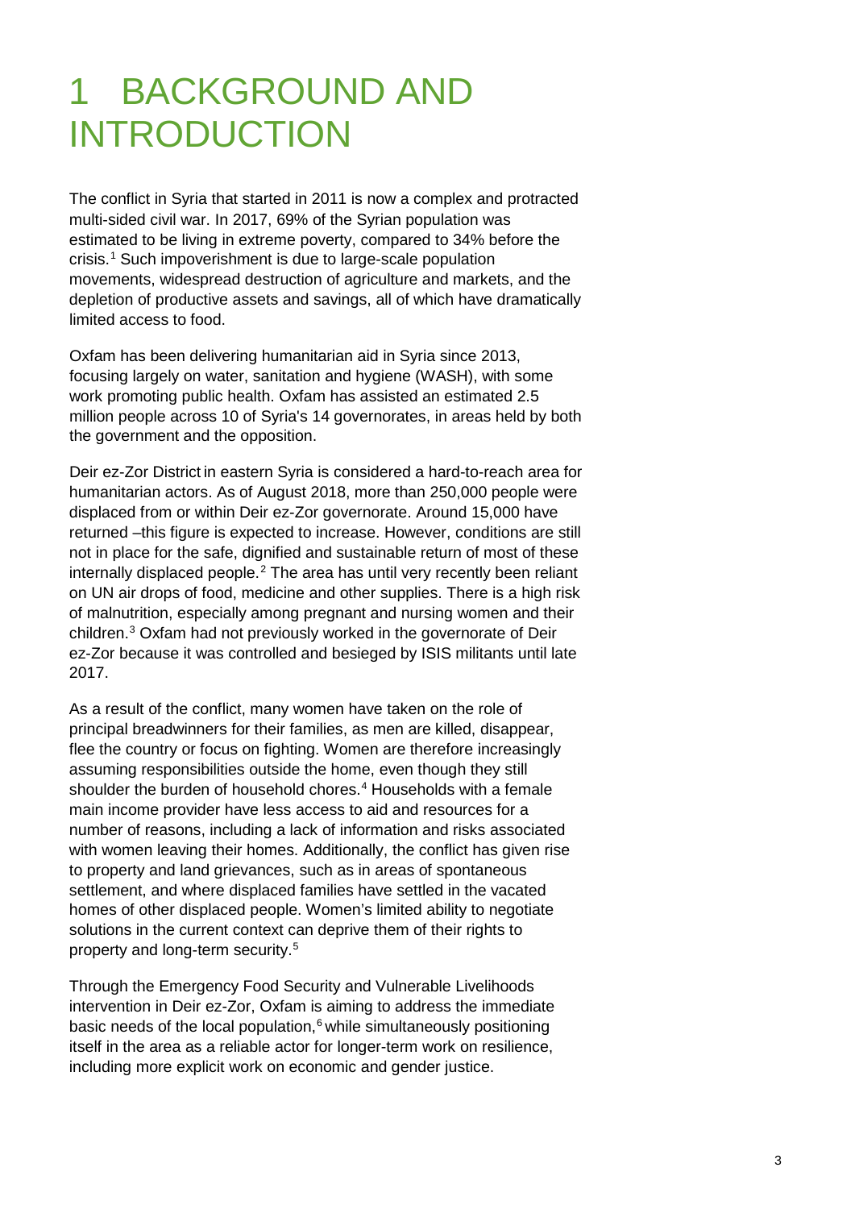# 1 BACKGROUND AND INTRODUCTION

The conflict in Syria that started in 2011 is now a complex and protracted multi-sided civil war. In 2017, 69% of the Syrian population was estimated to be living in extreme poverty, compared to 34% before the crisis.[1] Such impoverishment is due to large-scale population movements, widespread destruction of agriculture and markets, and the depletion of productive assets and savings, all of which have dramatically limited access to food.

Oxfam has been delivering humanitarian aid in Syria since 2013, focusing largely on water, sanitation and hygiene (WASH), with some work promoting public health. Oxfam has assisted an estimated 2.5 million people across 10 of Syria's 14 governorates, in areas held by both the government and the opposition.

Deir ez-Zor District in eastern Syria is considered a hard-to-reach area for humanitarian actors. As of August 2018, more than 250,000 people were displaced from or within Deir ez-Zor governorate. Around 15,000 have returned –this figure is expected to increase. However, conditions are still not in place for the safe, dignified and sustainable return of most of these internally displaced people.[2] The area has until very recently been reliant on UN air drops of food, medicine and other supplies. There is a high risk of malnutrition, especially among pregnant and nursing women and their children.[3] Oxfam had not previously worked in the governorate of Deir ez-Zor because it was controlled and besieged by ISIS militants until late 2017.

As a result of the conflict, many women have taken on the role of principal breadwinners for their families, as men are killed, disappear, flee the country or focus on fighting. Women are therefore increasingly assuming responsibilities outside the home, even though they still shoulder the burden of household chores.[4] Households with a female main income provider have less access to aid and resources for a number of reasons, including a lack of information and risks associated with women leaving their homes. Additionally, the conflict has given rise to property and land grievances, such as in areas of spontaneous settlement, and where displaced families have settled in the vacated homes of other displaced people. Women's limited ability to negotiate solutions in the current context can deprive them of their rights to property and long-term security.[5]

Through the Emergency Food Security and Vulnerable Livelihoods intervention in Deir ez-Zor, Oxfam is aiming to address the immediate basic needs of the local population,[6] while simultaneously positioning itself in the area as a reliable actor for longer-term work on resilience, including more explicit work on economic and gender justice.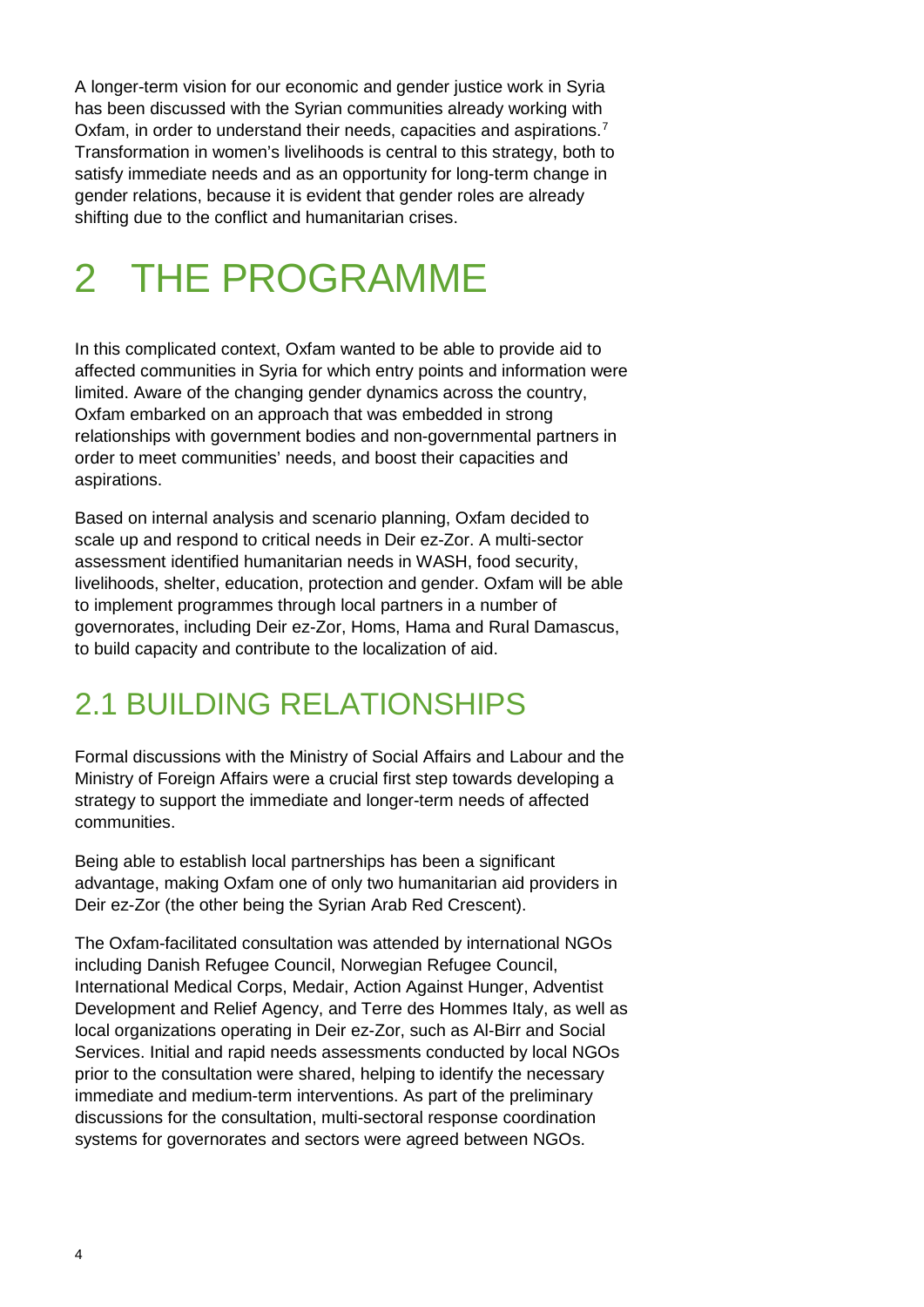A longer-term vision for our economic and gender justice work in Syria has been discussed with the Syrian communities already working with Oxfam, in order to understand their needs, capacities and aspirations.[7] Transformation in women's livelihoods is central to this strategy, both to satisfy immediate needs and as an opportunity for long-term change in gender relations, because it is evident that gender roles are already shifting due to the conflict and humanitarian crises.

# 2 THE PROGRAMME

In this complicated context, Oxfam wanted to be able to provide aid to affected communities in Syria for which entry points and information were limited. Aware of the changing gender dynamics across the country, Oxfam embarked on an approach that was embedded in strong relationships with government bodies and non-governmental partners in order to meet communities' needs, and boost their capacities and aspirations.

Based on internal analysis and scenario planning, Oxfam decided to scale up and respond to critical needs in Deir ez-Zor. A multi-sector assessment identified humanitarian needs in WASH, food security, livelihoods, shelter, education, protection and gender. Oxfam will be able to implement programmes through local partners in a number of governorates, including Deir ez-Zor, Homs, Hama and Rural Damascus, to build capacity and contribute to the localization of aid.

## 2.1 BUILDING RELATIONSHIPS

Formal discussions with the Ministry of Social Affairs and Labour and the Ministry of Foreign Affairs were a crucial first step towards developing a strategy to support the immediate and longer-term needs of affected communities.

Being able to establish local partnerships has been a significant advantage, making Oxfam one of only two humanitarian aid providers in Deir ez-Zor (the other being the Syrian Arab Red Crescent).

The Oxfam-facilitated consultation was attended by international NGOs including Danish Refugee Council, Norwegian Refugee Council, International Medical Corps, Medair, Action Against Hunger, Adventist Development and Relief Agency, and Terre des Hommes Italy, as well as local organizations operating in Deir ez-Zor, such as Al-Birr and Social Services. Initial and rapid needs assessments conducted by local NGOs prior to the consultation were shared, helping to identify the necessary immediate and medium-term interventions. As part of the preliminary discussions for the consultation, multi-sectoral response coordination systems for governorates and sectors were agreed between NGOs.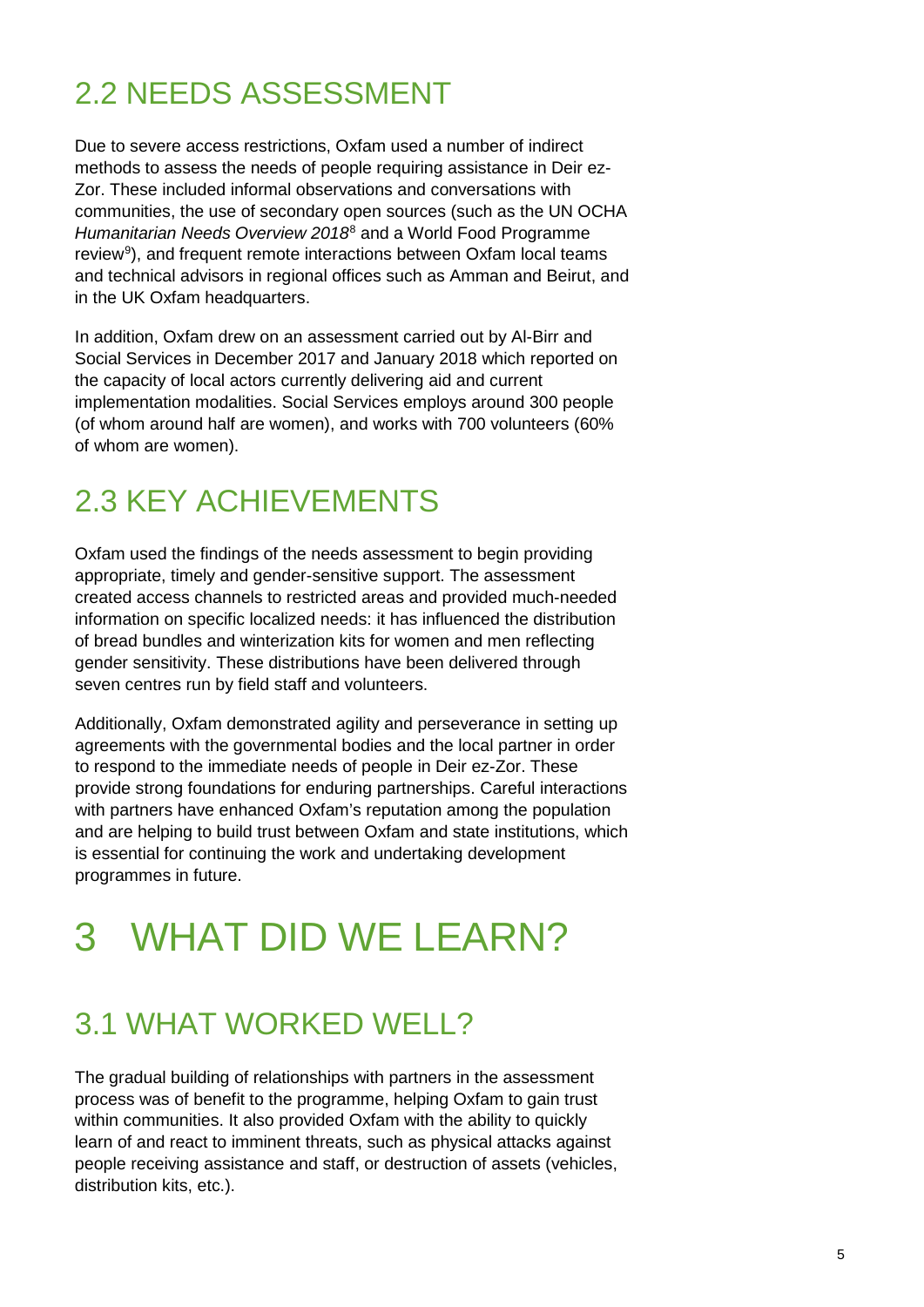## 2.2 NEEDS ASSESSMENT

Due to severe access restrictions, Oxfam used a number of indirect methods to assess the needs of people requiring assistance in Deir ez-Zor. These included informal observations and conversations with communities, the use of secondary open sources (such as the UN OCHA *Humanitarian Needs Overview 2018*[8] and a World Food Programme review[9]), and frequent remote interactions between Oxfam local teams and technical advisors in regional offices such as Amman and Beirut, and in the UK Oxfam headquarters.

In addition, Oxfam drew on an assessment carried out by Al-Birr and Social Services in December 2017 and January 2018 which reported on the capacity of local actors currently delivering aid and current implementation modalities. Social Services employs around 300 people (of whom around half are women), and works with 700 volunteers (60% of whom are women).

## 2.3 KEY ACHIEVEMENTS

Oxfam used the findings of the needs assessment to begin providing appropriate, timely and gender-sensitive support. The assessment created access channels to restricted areas and provided much-needed information on specific localized needs: it has influenced the distribution of bread bundles and winterization kits for women and men reflecting gender sensitivity. These distributions have been delivered through seven centres run by field staff and volunteers.

Additionally, Oxfam demonstrated agility and perseverance in setting up agreements with the governmental bodies and the local partner in order to respond to the immediate needs of people in Deir ez-Zor. These provide strong foundations for enduring partnerships. Careful interactions with partners have enhanced Oxfam's reputation among the population and are helping to build trust between Oxfam and state institutions, which is essential for continuing the work and undertaking development programmes in future.

# 3 WHAT DID WE LEARN?

## 3.1 WHAT WORKED WELL?

The gradual building of relationships with partners in the assessment process was of benefit to the programme, helping Oxfam to gain trust within communities. It also provided Oxfam with the ability to quickly learn of and react to imminent threats, such as physical attacks against people receiving assistance and staff, or destruction of assets (vehicles, distribution kits, etc.).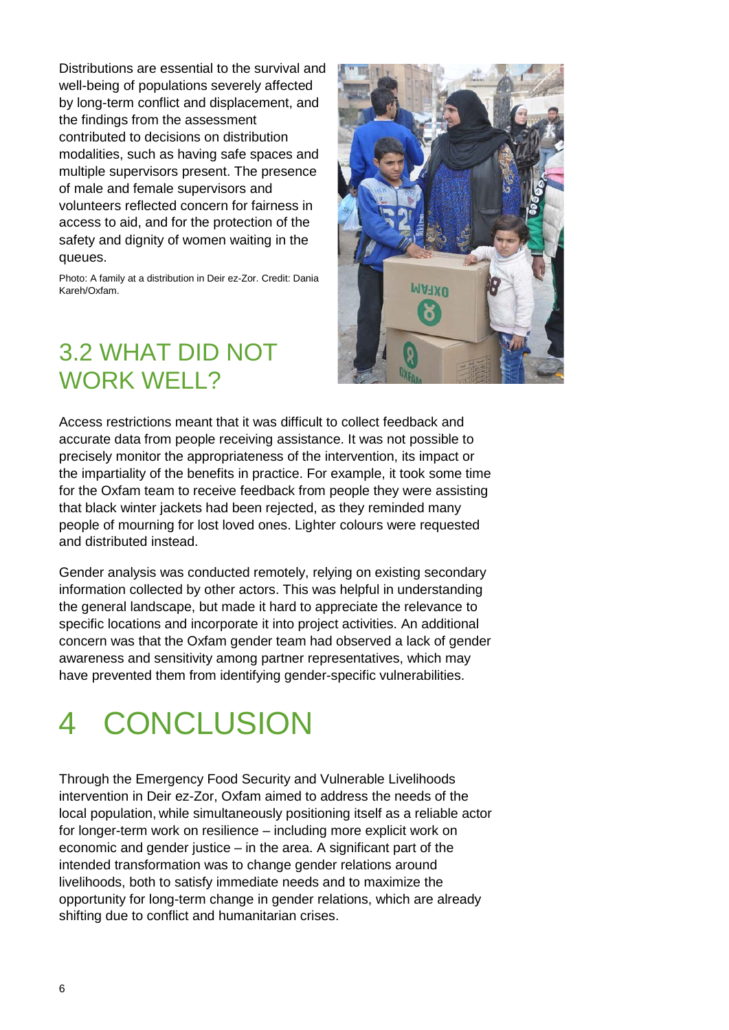Distributions are essential to the survival and well-being of populations severely affected by long-term conflict and displacement, and the findings from the assessment contributed to decisions on distribution modalities, such as having safe spaces and multiple supervisors present. The presence of male and female supervisors and volunteers reflected concern for fairness in access to aid, and for the protection of the safety and dignity of women waiting in the queues.

Photo: A family at a distribution in Deir ez-Zor. Credit: Dania Kareh/Oxfam.

## 3.2 WHAT DID NOT WORK WELL?

Access restrictions meant that it was difficult to collect feedback and accurate data from people receiving assistance. It was not possible to precisely monitor the appropriateness of the intervention, its impact or the impartiality of the benefits in practice. For example, it took some time for the Oxfam team to receive feedback from people they were assisting that black winter jackets had been rejected, as they reminded many people of mourning for lost loved ones. Lighter colours were requested and distributed instead.

Gender analysis was conducted remotely, relying on existing secondary information collected by other actors. This was helpful in understanding the general landscape, but made it hard to appreciate the relevance to specific locations and incorporate it into project activities. An additional concern was that the Oxfam gender team had observed a lack of gender awareness and sensitivity among partner representatives, which may have prevented them from identifying gender-specific vulnerabilities.

# 4 CONCLUSION

Through the Emergency Food Security and Vulnerable Livelihoods intervention in Deir ez-Zor, Oxfam aimed to address the needs of the local population, while simultaneously positioning itself as a reliable actor for longer-term work on resilience – including more explicit work on economic and gender justice – in the area. A significant part of the intended transformation was to change gender relations around livelihoods, both to satisfy immediate needs and to maximize the opportunity for long-term change in gender relations, which are already shifting due to conflict and humanitarian crises.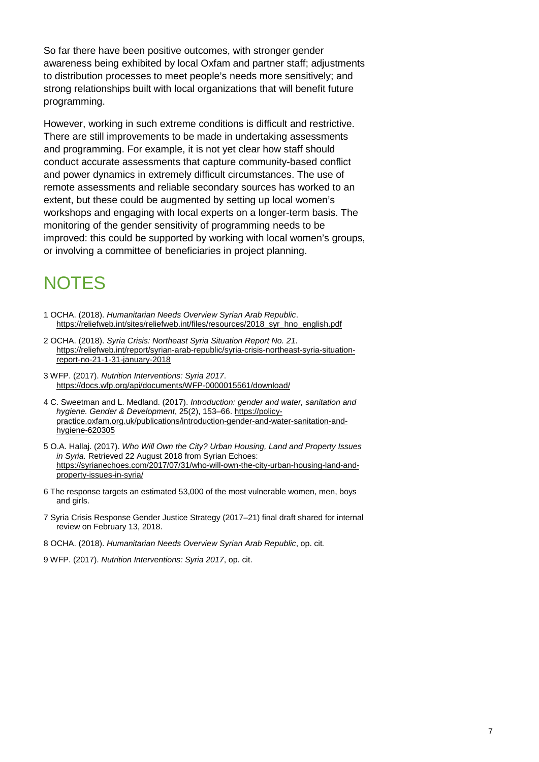So far there have been positive outcomes, with stronger gender awareness being exhibited by local Oxfam and partner staff; adjustments to distribution processes to meet people's needs more sensitively; and strong relationships built with local organizations that will benefit future programming.

However, working in such extreme conditions is difficult and restrictive. There are still improvements to be made in undertaking assessments and programming. For example, it is not yet clear how staff should conduct accurate assessments that capture community-based conflict and power dynamics in extremely difficult circumstances. The use of remote assessments and reliable secondary sources has worked to an extent, but these could be augmented by setting up local women's workshops and engaging with local experts on a longer-term basis. The monitoring of the gender sensitivity of programming needs to be improved: this could be supported by working with local women's groups, or involving a committee of beneficiaries in project planning.

# NOTES

1 OCHA. (2018). *Humanitarian Needs Overview Syrian Arab Republic*. https://reliefweb.int/sites/reliefweb.int/files/resources/2018_syr_hno_english.pdf

2 OCHA. (2018). *Syria Crisis: Northeast Syria Situation Report No. 21*. https://reliefweb.int/report/syrian-arab-republic/syria-crisis-northeast-syria-situation-report-no-21-1-31-january-2018

3 WFP. (2017). *Nutrition Interventions: Syria 2017*. https://docs.wfp.org/api/documents/WFP-0000015561/download/

4 C. Sweetman and L. Medland. (2017). *Introduction: gender and water, sanitation and hygiene. Gender & Development*, 25(2), 153–66. https://policy-practice.oxfam.org.uk/publications/introduction-gender-and-water-sanitation-and-hygiene-620305

5 O.A. Hallaj. (2017). *Who Will Own the City? Urban Housing, Land and Property Issues in Syria.* Retrieved 22 August 2018 from Syrian Echoes: https://syrianechoes.com/2017/07/31/who-will-own-the-city-urban-housing-land-and-property-issues-in-syria/

6 The response targets an estimated 53,000 of the most vulnerable women, men, boys and girls.

7 Syria Crisis Response Gender Justice Strategy (2017–21) final draft shared for internal review on February 13, 2018.

8 OCHA. (2018). *Humanitarian Needs Overview Syrian Arab Republic*, op. cit.

9 WFP. (2017). *Nutrition Interventions: Syria 2017*, op. cit.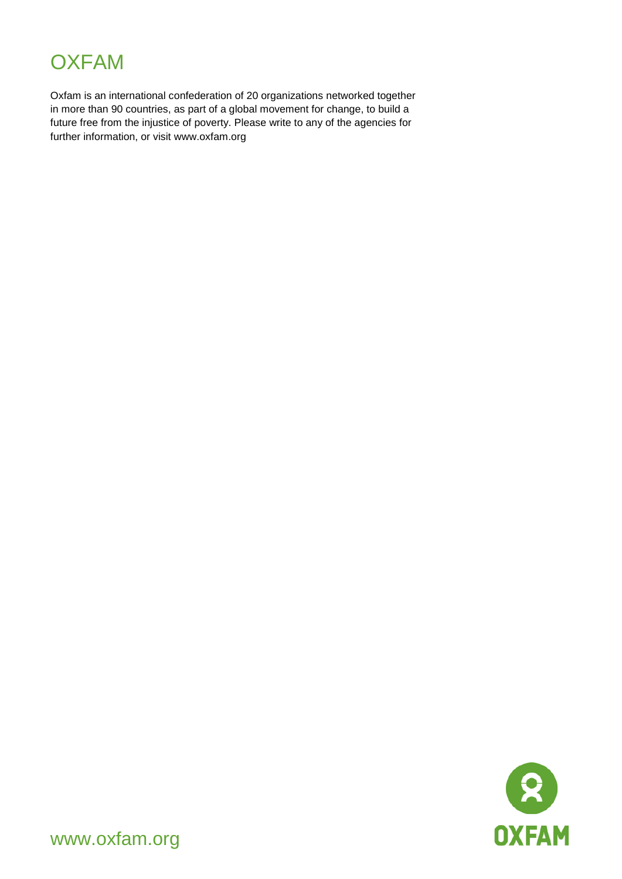# OXFAM

Oxfam is an international confederation of 20 organizations networked together in more than 90 countries, as part of a global movement for change, to build a future free from the injustice of poverty. Please write to any of the agencies for further information, or visit www.oxfam.org

www.oxfam.org